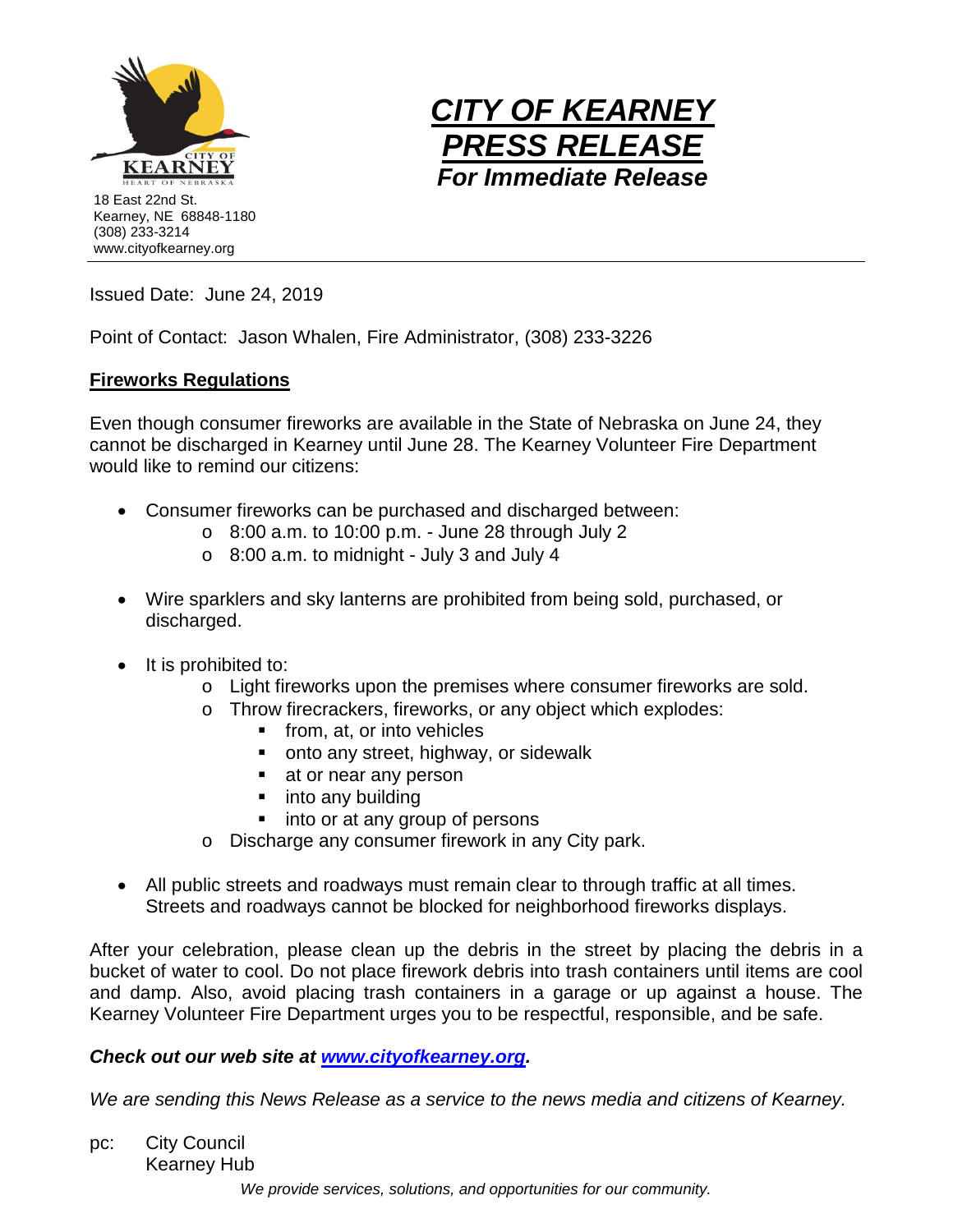18 East 22nd St.
Kearney, NE 68848-1180
(308) 233-3214
www.cityofkearney.org

# ***CITY OF KEARNEY PRESS RELEASE***

***For Immediate Release***

Issued Date: June 24, 2019

Point of Contact: Jason Whalen, Fire Administrator, (308) 233-3226

## **Fireworks Regulations**

Even though consumer fireworks are available in the State of Nebraska on June 24, they cannot be discharged in Kearney until June 28. The Kearney Volunteer Fire Department would like to remind our citizens:

- Consumer fireworks can be purchased and discharged between:
    - 8:00 a.m. to 10:00 p.m. - June 28 through July 2
    - 8:00 a.m. to midnight - July 3 and July 4

- Wire sparklers and sky lanterns are prohibited from being sold, purchased, or discharged.

- It is prohibited to:
    - Light fireworks upon the premises where consumer fireworks are sold.
    - Throw firecrackers, fireworks, or any object which explodes:
        - from, at, or into vehicles
        - onto any street, highway, or sidewalk
        - at or near any person
        - into any building
        - into or at any group of persons
    - Discharge any consumer firework in any City park.

- All public streets and roadways must remain clear to through traffic at all times. Streets and roadways cannot be blocked for neighborhood fireworks displays.

After your celebration, please clean up the debris in the street by placing the debris in a bucket of water to cool. Do not place firework debris into trash containers until items are cool and damp. Also, avoid placing trash containers in a garage or up against a house. The Kearney Volunteer Fire Department urges you to be respectful, responsible, and be safe.

***Check out our web site at [www.cityofkearney.org](http://www.cityofkearney.org).***

*We are sending this News Release as a service to the news media and citizens of Kearney.*

pc: City Council
Kearney Hub

*We provide services, solutions, and opportunities for our community.*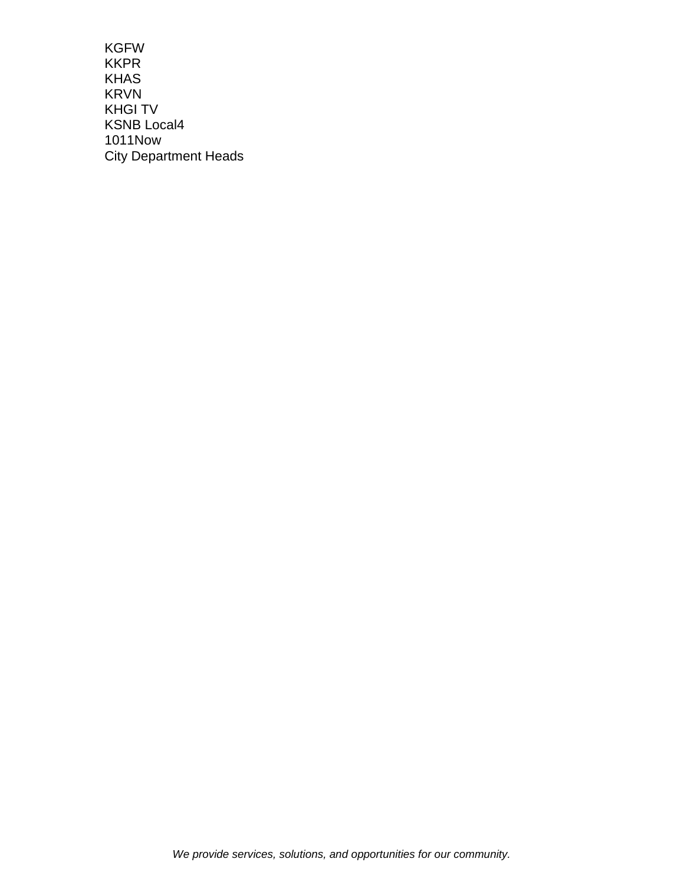KGFW
KKPR
KHAS
KRVN
KHGI TV
KSNB Local4
1011Now
City Department Heads

*We provide services, solutions, and opportunities for our community.*